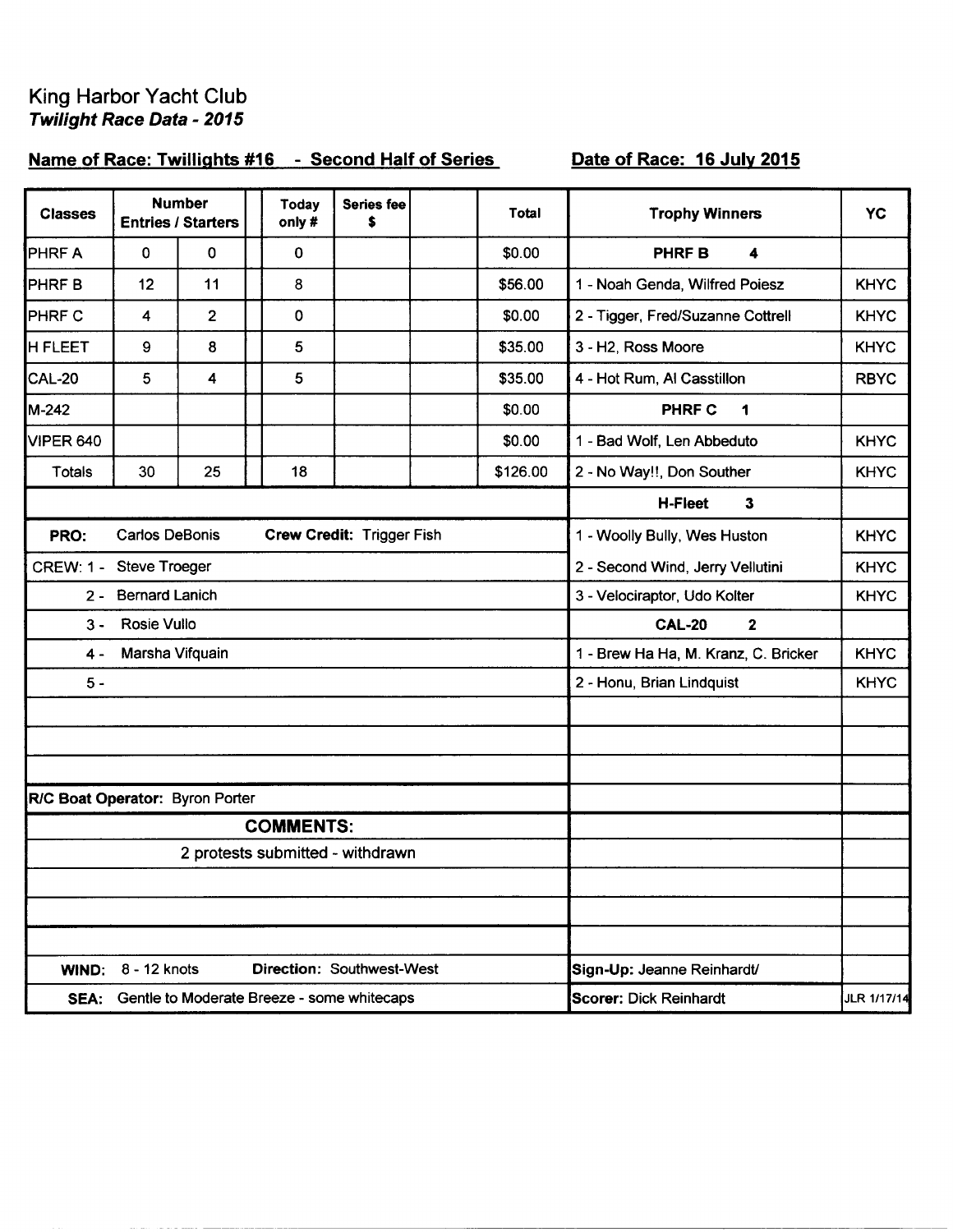# King Harbor Yacht Club

## *Twilight Race Data - 2015*

**Name of Race: Twillights #16 - Second Half of Series** **Date of Race: 16 July 2015**

| Classes | Number Entries / Starters | | | Today only # | Series fee $ | | Total | Trophy Winners | YC |
|---|---|---|---|---|---|---|---|---|---|
| PHRF A | 0 | 0 | | 0 | | | $0.00 | **PHRF B 4** | |
| PHRF B | 12 | 11 | | 8 | | | $56.00 | 1 - Noah Genda, Wilfred Poiesz | KHYC |
| PHRF C | 4 | 2 | | 0 | | | $0.00 | 2 - Tigger, Fred/Suzanne Cottrell | KHYC |
| H FLEET | 9 | 8 | | 5 | | | $35.00 | 3 - H2, Ross Moore | KHYC |
| CAL-20 | 5 | 4 | | 5 | | | $35.00 | 4 - Hot Rum, Al Casstillon | RBYC |
| M-242 | | | | | | | $0.00 | **PHRF C 1** | |
| VIPER 640 | | | | | | | $0.00 | 1 - Bad Wolf, Len Abbeduto | KHYC |
| Totals | 30 | 25 | | 18 | | | $126.00 | 2 - No Way!!, Don Souther | KHYC |

| | Trophy Winners | YC |
|---|---|---|
| | **H-Fleet 3** | |
| **PRO:** Carlos DeBonis **Crew Credit:** Trigger Fish | 1 - Woolly Bully, Wes Huston | KHYC |
| CREW: 1 - Steve Troeger | 2 - Second Wind, Jerry Vellutini | KHYC |
| 2 - Bernard Lanich | 3 - Velociraptor, Udo Kolter | KHYC |
| 3 - Rosie Vullo | **CAL-20 2** | |
| 4 - Marsha Vifquain | 1 - Brew Ha Ha, M. Kranz, C. Bricker | KHYC |
| 5 - | 2 - Honu, Brian Lindquist | KHYC |
| **R/C Boat Operator:** Byron Porter | | |
| **COMMENTS:** | | |
| 2 protests submitted - withdrawn | | |
| **WIND:** 8 - 12 knots **Direction:** Southwest-West | **Sign-Up:** Jeanne Reinhardt/ | |
| **SEA:** Gentle to Moderate Breeze - some whitecaps | **Scorer:** Dick Reinhardt | JLR 1/17/14 |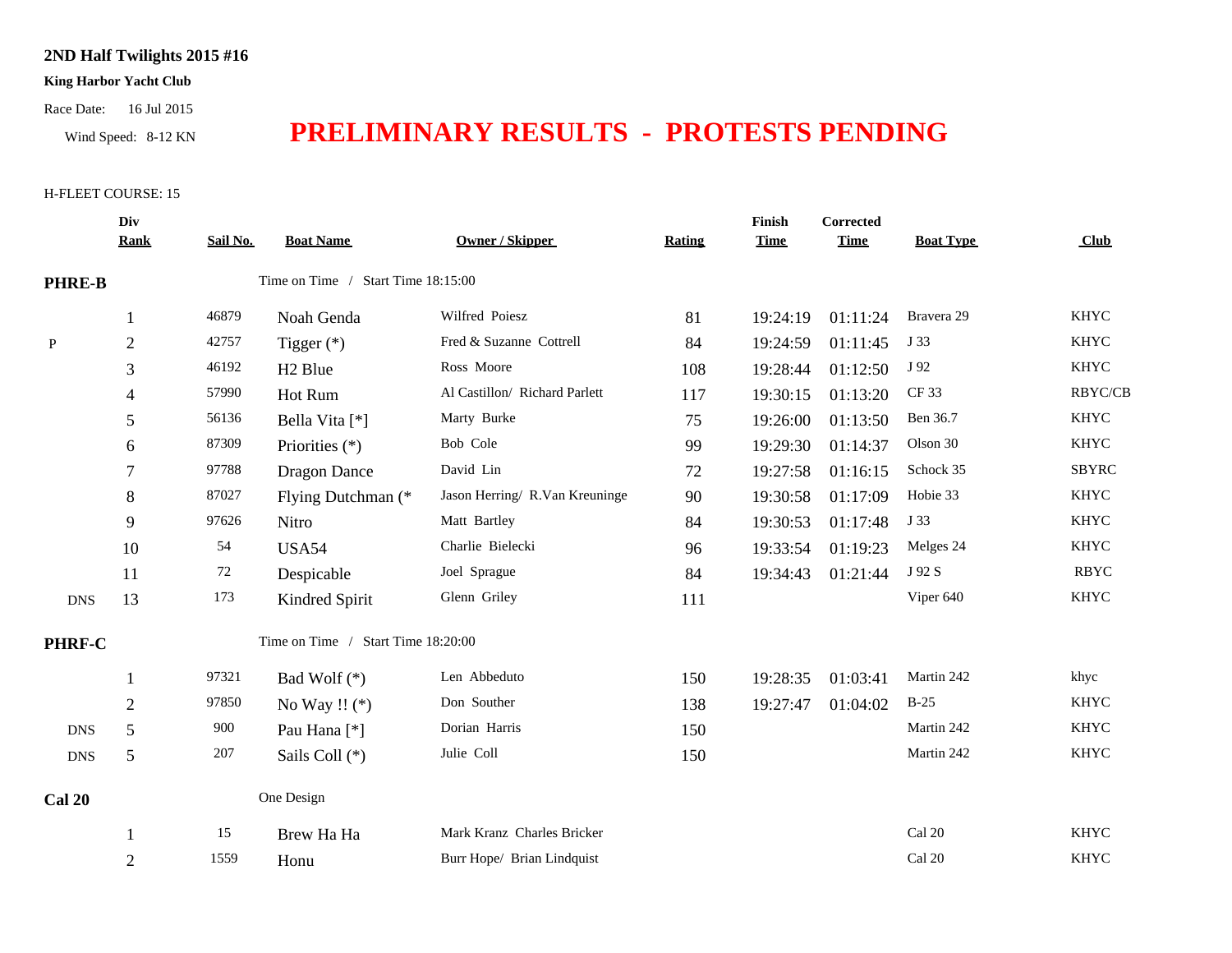**2ND Half Twilights 2015 #16**

**King Harbor Yacht Club**

Race Date: 16 Jul 2015

Wind Speed: 8-12 KN

# PRELIMINARY RESULTS - PROTESTS PENDING

H-FLEET COURSE: 15

| | Div Rank | Sail No. | Boat Name | Owner / Skipper | Rating | Finish Time | Corrected Time | Boat Type | Club |
|---|---|---|---|---|---|---|---|---|---|
| **PHRE-B** | | | Time on Time / Start Time 18:15:00 | | | | | | |
| | 1 | 46879 | Noah Genda | Wilfred Poiesz | 81 | 19:24:19 | 01:11:24 | Bravera 29 | KHYC |
| P | 2 | 42757 | Tigger (*) | Fred & Suzanne Cottrell | 84 | 19:24:59 | 01:11:45 | J 33 | KHYC |
| | 3 | 46192 | H2 Blue | Ross Moore | 108 | 19:28:44 | 01:12:50 | J 92 | KHYC |
| | 4 | 57990 | Hot Rum | Al Castillon/ Richard Parlett | 117 | 19:30:15 | 01:13:20 | CF 33 | RBYC/CB |
| | 5 | 56136 | Bella Vita [*] | Marty Burke | 75 | 19:26:00 | 01:13:50 | Ben 36.7 | KHYC |
| | 6 | 87309 | Priorities (*) | Bob Cole | 99 | 19:29:30 | 01:14:37 | Olson 30 | KHYC |
| | 7 | 97788 | Dragon Dance | David Lin | 72 | 19:27:58 | 01:16:15 | Schock 35 | SBYRC |
| | 8 | 87027 | Flying Dutchman (* | Jason Herring/ R.Van Kreuninge | 90 | 19:30:58 | 01:17:09 | Hobie 33 | KHYC |
| | 9 | 97626 | Nitro | Matt Bartley | 84 | 19:30:53 | 01:17:48 | J 33 | KHYC |
| | 10 | 54 | USA54 | Charlie Bielecki | 96 | 19:33:54 | 01:19:23 | Melges 24 | KHYC |
| | 11 | 72 | Despicable | Joel Sprague | 84 | 19:34:43 | 01:21:44 | J 92 S | RBYC |
| DNS | 13 | 173 | Kindred Spirit | Glenn Griley | 111 | | | Viper 640 | KHYC |
| **PHRF-C** | | | Time on Time / Start Time 18:20:00 | | | | | | |
| | 1 | 97321 | Bad Wolf (*) | Len Abbeduto | 150 | 19:28:35 | 01:03:41 | Martin 242 | khyc |
| | 2 | 97850 | No Way !! (*) | Don Souther | 138 | 19:27:47 | 01:04:02 | B-25 | KHYC |
| DNS | 5 | 900 | Pau Hana [*] | Dorian Harris | 150 | | | Martin 242 | KHYC |
| DNS | 5 | 207 | Sails Coll (*) | Julie Coll | 150 | | | Martin 242 | KHYC |
| **Cal 20** | | | One Design | | | | | | |
| | 1 | 15 | Brew Ha Ha | Mark Kranz Charles Bricker | | | | Cal 20 | KHYC |
| | 2 | 1559 | Honu | Burr Hope/ Brian Lindquist | | | | Cal 20 | KHYC |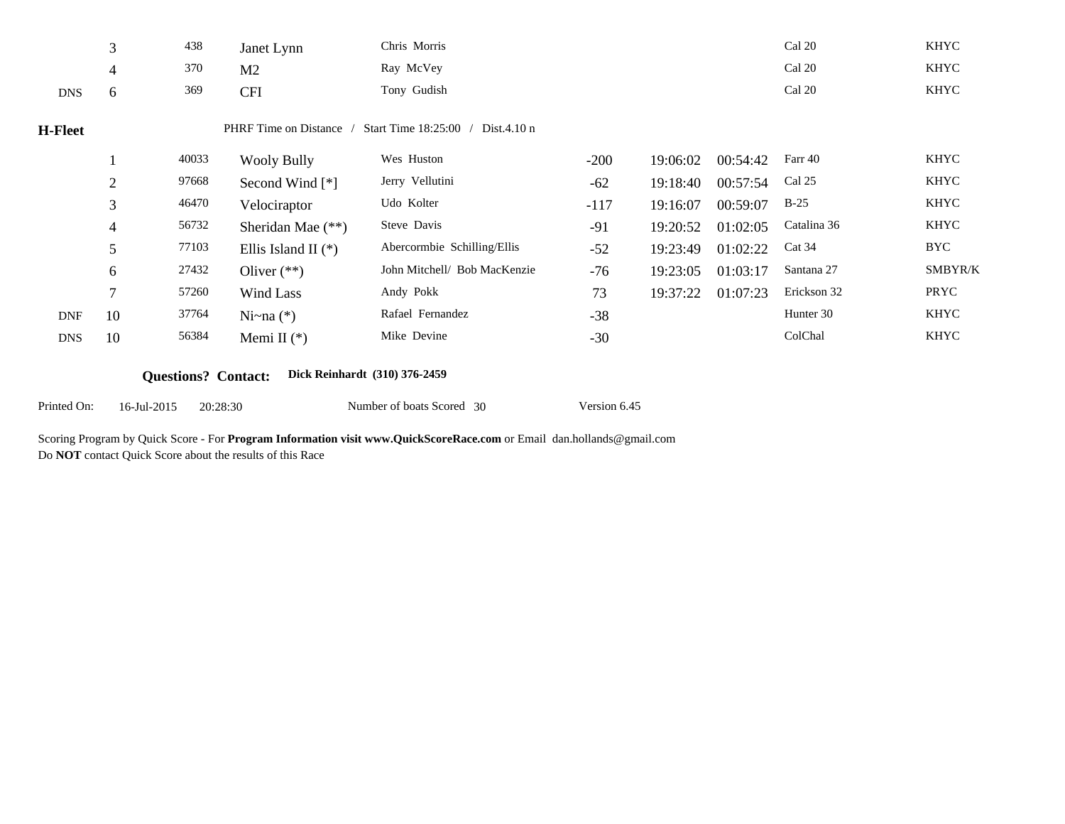| | | | | | | | | | |
|---|---|---|---|---|---|---|---|---|---|
| | 3 | 438 | Janet Lynn | Chris Morris | | | | Cal 20 | KHYC |
| | 4 | 370 | M2 | Ray McVey | | | | Cal 20 | KHYC |
| DNS | 6 | 369 | CFI | Tony Gudish | | | | Cal 20 | KHYC |

**H-Fleet** PHRF Time on Distance / Start Time 18:25:00 / Dist.4.10 n

| | | | | | | | | | |
|---|---|---|---|---|---|---|---|---|---|
| | 1 | 40033 | Wooly Bully | Wes Huston | -200 | 19:06:02 | 00:54:42 | Farr 40 | KHYC |
| | 2 | 97668 | Second Wind [*] | Jerry Vellutini | -62 | 19:18:40 | 00:57:54 | Cal 25 | KHYC |
| | 3 | 46470 | Velociraptor | Udo Kolter | -117 | 19:16:07 | 00:59:07 | B-25 | KHYC |
| | 4 | 56732 | Sheridan Mae (**) | Steve Davis | -91 | 19:20:52 | 01:02:05 | Catalina 36 | KHYC |
| | 5 | 77103 | Ellis Island II (*) | Abercormbie Schilling/Ellis | -52 | 19:23:49 | 01:02:22 | Cat 34 | BYC |
| | 6 | 27432 | Oliver (**) | John Mitchell/ Bob MacKenzie | -76 | 19:23:05 | 01:03:17 | Santana 27 | SMBYR/K |
| | 7 | 57260 | Wind Lass | Andy Pokk | 73 | 19:37:22 | 01:07:23 | Erickson 32 | PRYC |
| DNF | 10 | 37764 | Ni~na (*) | Rafael Fernandez | -38 | | | Hunter 30 | KHYC |
| DNS | 10 | 56384 | Memi II (*) | Mike Devine | -30 | | | ColChal | KHYC |

**Questions? Contact:** **Dick Reinhardt (310) 376-2459**

Printed On: 16-Jul-2015 20:28:30 Number of boats Scored 30 Version 6.45

Scoring Program by Quick Score - For **Program Information visit www.QuickScoreRace.com** or Email dan.hollands@gmail.com
Do **NOT** contact Quick Score about the results of this Race